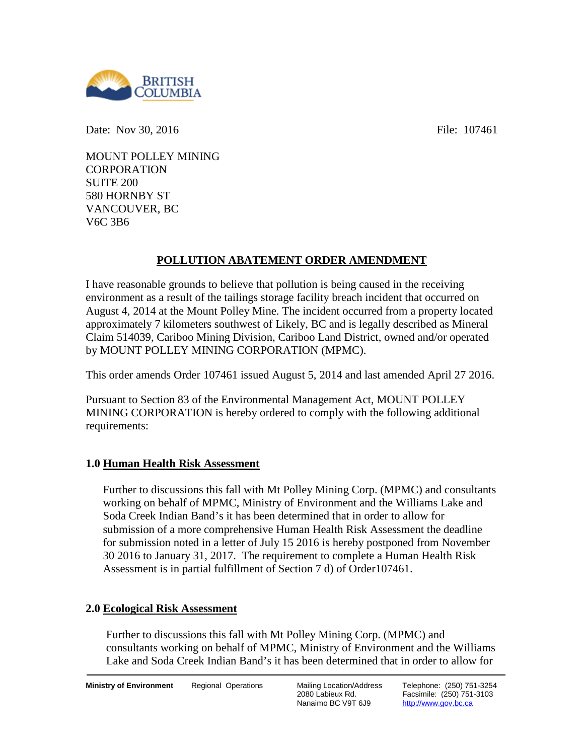Date: Nov 30, 2016 File: 107461

MOUNT POLLEY MINING
CORPORATION
SUITE 200
580 HORNBY ST
VANCOUVER, BC
V6C 3B6

## POLLUTION ABATEMENT ORDER AMENDMENT

I have reasonable grounds to believe that pollution is being caused in the receiving environment as a result of the tailings storage facility breach incident that occurred on August 4, 2014 at the Mount Polley Mine. The incident occurred from a property located approximately 7 kilometers southwest of Likely, BC and is legally described as Mineral Claim 514039, Cariboo Mining Division, Cariboo Land District, owned and/or operated by MOUNT POLLEY MINING CORPORATION (MPMC).

This order amends Order 107461 issued August 5, 2014 and last amended April 27 2016.

Pursuant to Section 83 of the Environmental Management Act, MOUNT POLLEY MINING CORPORATION is hereby ordered to comply with the following additional requirements:

### 1.0 Human Health Risk Assessment

Further to discussions this fall with Mt Polley Mining Corp. (MPMC) and consultants working on behalf of MPMC, Ministry of Environment and the Williams Lake and Soda Creek Indian Band's it has been determined that in order to allow for submission of a more comprehensive Human Health Risk Assessment the deadline for submission noted in a letter of July 15 2016 is hereby postponed from November 30 2016 to January 31, 2017. The requirement to complete a Human Health Risk Assessment is in partial fulfillment of Section 7 d) of Order107461.

### 2.0 Ecological Risk Assessment

Further to discussions this fall with Mt Polley Mining Corp. (MPMC) and consultants working on behalf of MPMC, Ministry of Environment and the Williams Lake and Soda Creek Indian Band's it has been determined that in order to allow for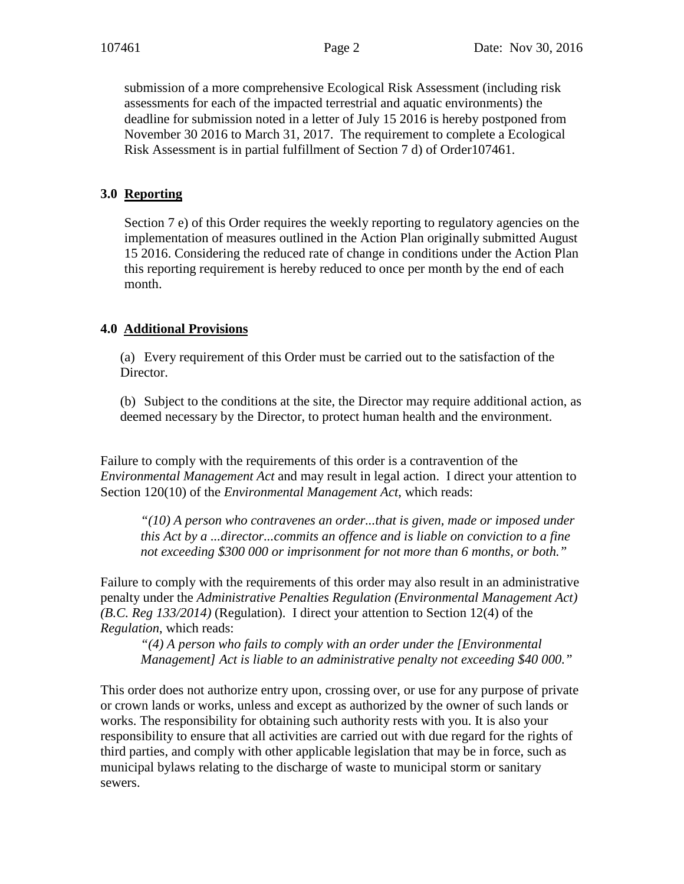submission of a more comprehensive Ecological Risk Assessment (including risk assessments for each of the impacted terrestrial and aquatic environments) the deadline for submission noted in a letter of July 15 2016 is hereby postponed from November 30 2016 to March 31, 2017. The requirement to complete a Ecological Risk Assessment is in partial fulfillment of Section 7 d) of Order107461.

### 3.0 Reporting

Section 7 e) of this Order requires the weekly reporting to regulatory agencies on the implementation of measures outlined in the Action Plan originally submitted August 15 2016. Considering the reduced rate of change in conditions under the Action Plan this reporting requirement is hereby reduced to once per month by the end of each month.

### 4.0 Additional Provisions

(a) Every requirement of this Order must be carried out to the satisfaction of the Director.

(b) Subject to the conditions at the site, the Director may require additional action, as deemed necessary by the Director, to protect human health and the environment.

Failure to comply with the requirements of this order is a contravention of the *Environmental Management Act* and may result in legal action. I direct your attention to Section 120(10) of the *Environmental Management Act*, which reads:

> *"(10) A person who contravenes an order...that is given, made or imposed under this Act by a ...director...commits an offence and is liable on conviction to a fine not exceeding $300 000 or imprisonment for not more than 6 months, or both."*

Failure to comply with the requirements of this order may also result in an administrative penalty under the *Administrative Penalties Regulation (Environmental Management Act) (B.C. Reg 133/2014)* (Regulation). I direct your attention to Section 12(4) of the *Regulation*, which reads:

> *"(4) A person who fails to comply with an order under the [Environmental Management] Act is liable to an administrative penalty not exceeding $40 000."*

This order does not authorize entry upon, crossing over, or use for any purpose of private or crown lands or works, unless and except as authorized by the owner of such lands or works. The responsibility for obtaining such authority rests with you. It is also your responsibility to ensure that all activities are carried out with due regard for the rights of third parties, and comply with other applicable legislation that may be in force, such as municipal bylaws relating to the discharge of waste to municipal storm or sanitary sewers.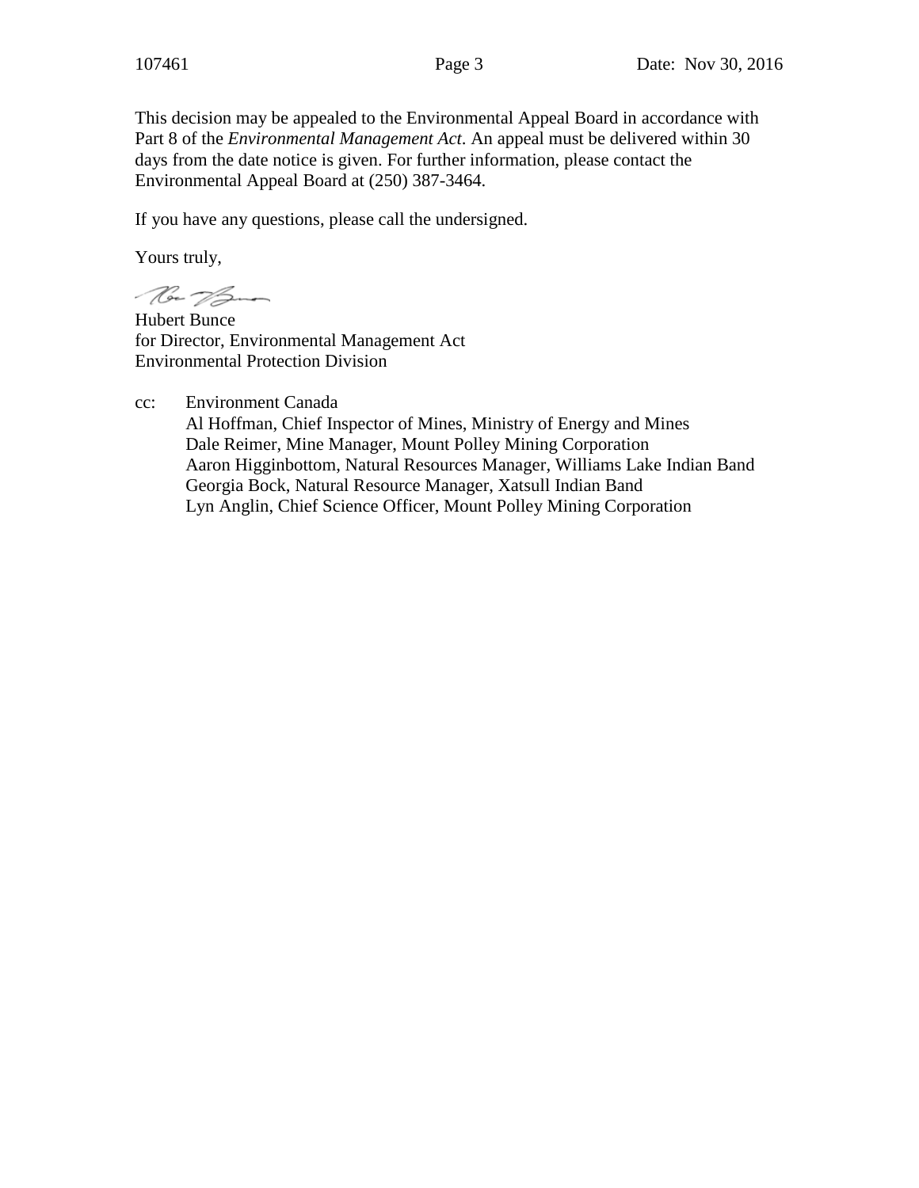This decision may be appealed to the Environmental Appeal Board in accordance with Part 8 of the *Environmental Management Act*. An appeal must be delivered within 30 days from the date notice is given. For further information, please contact the Environmental Appeal Board at (250) 387-3464.

If you have any questions, please call the undersigned.

Yours truly,

Hubert Bunce
for Director, Environmental Management Act
Environmental Protection Division

cc: Environment Canada
Al Hoffman, Chief Inspector of Mines, Ministry of Energy and Mines
Dale Reimer, Mine Manager, Mount Polley Mining Corporation
Aaron Higginbottom, Natural Resources Manager, Williams Lake Indian Band
Georgia Bock, Natural Resource Manager, Xatsull Indian Band
Lyn Anglin, Chief Science Officer, Mount Polley Mining Corporation